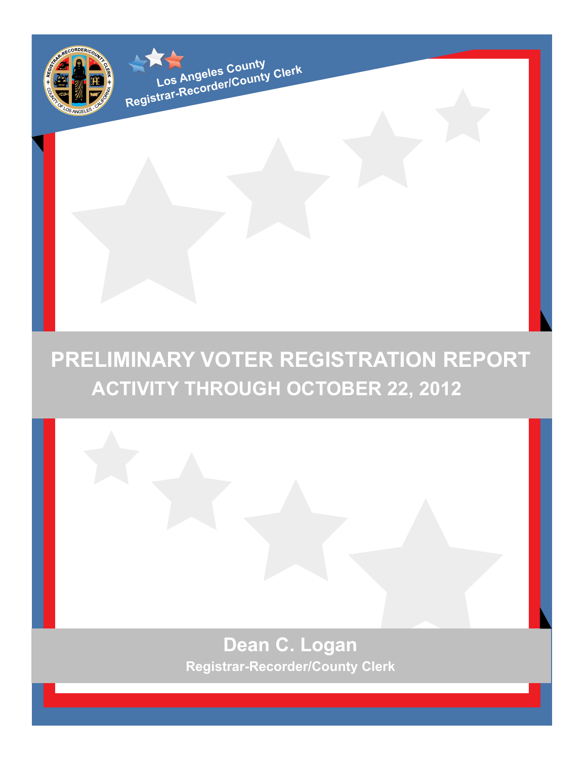Los Angeles County
Registrar-Recorder/County Clerk

# PRELIMINARY VOTER REGISTRATION REPORT

## ACTIVITY THROUGH OCTOBER 22, 2012

**Dean C. Logan**

**Registrar-Recorder/County Clerk**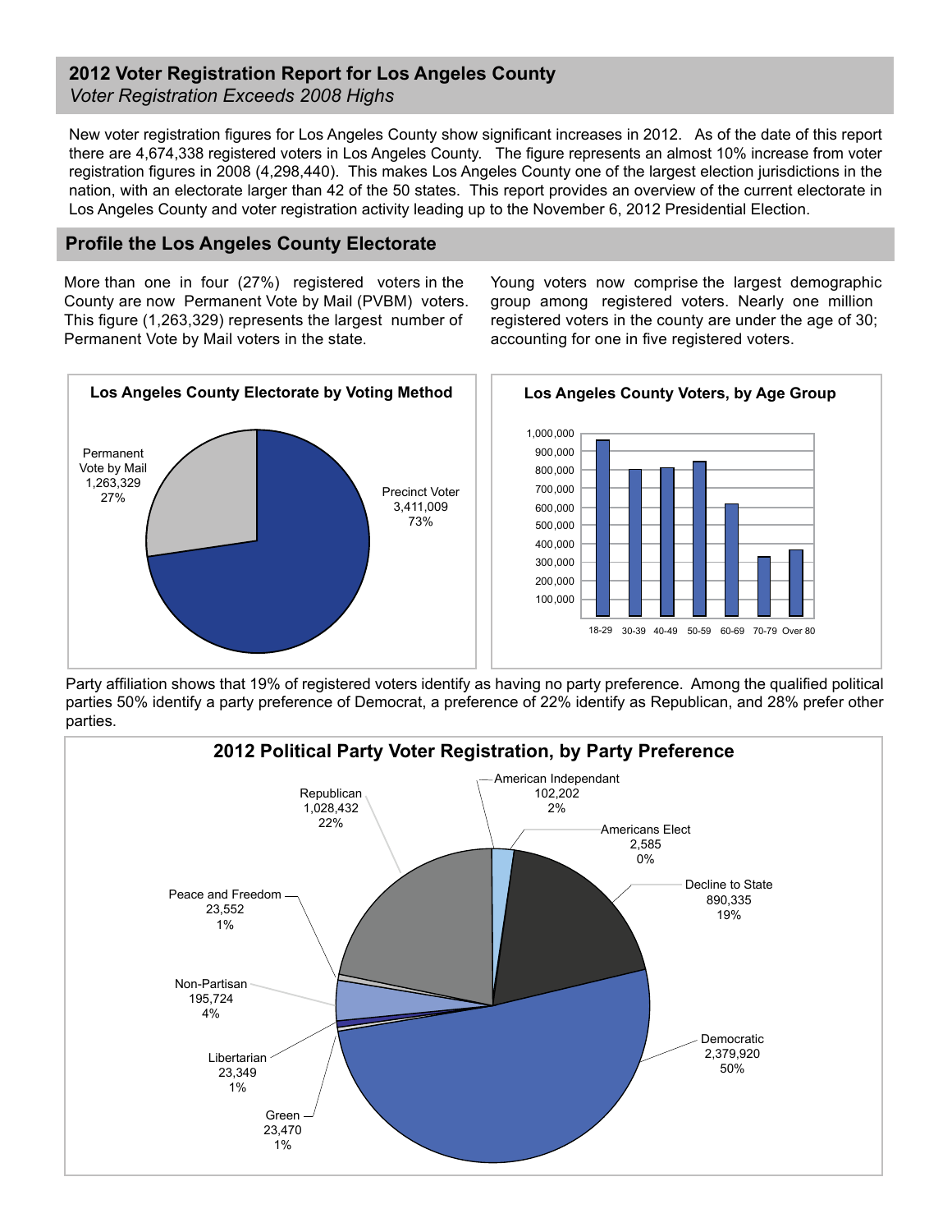## 2012 Voter Registration Report for Los Angeles County

*Voter Registration Exceeds 2008 Highs*

New voter registration figures for Los Angeles County show significant increases in 2012. As of the date of this report there are 4,674,338 registered voters in Los Angeles County. The figure represents an almost 10% increase from voter registration figures in 2008 (4,298,440). This makes Los Angeles County one of the largest election jurisdictions in the nation, with an electorate larger than 42 of the 50 states. This report provides an overview of the current electorate in Los Angeles County and voter registration activity leading up to the November 6, 2012 Presidential Election.

## Profile the Los Angeles County Electorate

More than one in four (27%) registered voters in the County are now Permanent Vote by Mail (PVBM) voters. This figure (1,263,329) represents the largest number of Permanent Vote by Mail voters in the state.

Young voters now comprise the largest demographic group among registered voters. Nearly one million registered voters in the county are under the age of 30; accounting for one in five registered voters.

**Los Angeles County Electorate by Voting Method**

| Voting Method | Voters | Percent |
|---|---|---|
| Permanent Vote by Mail | 1,263,329 | 27% |
| Precinct Voter | 3,411,009 | 73% |

**Los Angeles County Voters, by Age Group**

(Bar chart; y-axis 100,000 to 1,000,000; age groups: 18-29, 30-39, 40-49, 50-59, 60-69, 70-79, Over 80)

Party affiliation shows that 19% of registered voters identify as having no party preference. Among the qualified political parties 50% identify a party preference of Democrat, a preference of 22% identify as Republican, and 28% prefer other parties.

**2012 Political Party Voter Registration, by Party Preference**

| Party | Voters | Percent |
|---|---|---|
| American Independant | 102,202 | 2% |
| Americans Elect | 2,585 | 0% |
| Decline to State | 890,335 | 19% |
| Democratic | 2,379,920 | 50% |
| Green | 23,470 | 1% |
| Libertarian | 23,349 | 1% |
| Non-Partisan | 195,724 | 4% |
| Peace and Freedom | 23,552 | 1% |
| Republican | 1,028,432 | 22% |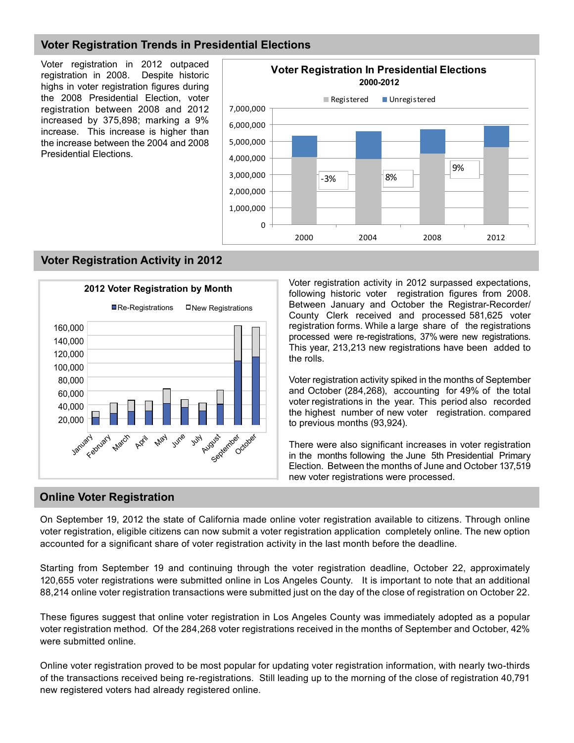## Voter Registration Trends in Presidential Elections

Voter registration in 2012 outpaced registration in 2008. Despite historic highs in voter registration figures during the 2008 Presidential Election, voter registration between 2008 and 2012 increased by 375,898; marking a 9% increase. This increase is higher than the increase between the 2004 and 2008 Presidential Elections.

**Voter Registration In Presidential Elections**
**2000-2012**

Registered | Unregistered

-3% | 8% | 9%

2000 | 2004 | 2008 | 2012

## Voter Registration Activity in 2012

**2012 Voter Registration by Month**

Re-Registrations | New Registrations

January | February | March | April | May | June | July | August | September | October

Voter registration activity in 2012 surpassed expectations, following historic voter registration figures from 2008. Between January and October the Registrar-Recorder/ County Clerk received and processed 581,625 voter registration forms. While a large share of the registrations processed were re-registrations, 37% were new registrations. This year, 213,213 new registrations have been added to the rolls.

Voter registration activity spiked in the months of September and October (284,268), accounting for 49% of the total voter registrations in the year. This period also recorded the highest number of new voter registration. compared to previous months (93,924).

There were also significant increases in voter registration in the months following the June 5th Presidential Primary Election. Between the months of June and October 137,519 new voter registrations were processed.

## Online Voter Registration

On September 19, 2012 the state of California made online voter registration available to citizens. Through online voter registration, eligible citizens can now submit a voter registration application completely online. The new option accounted for a significant share of voter registration activity in the last month before the deadline.

Starting from September 19 and continuing through the voter registration deadline, October 22, approximately 120,655 voter registrations were submitted online in Los Angeles County. It is important to note that an additional 88,214 online voter registration transactions were submitted just on the day of the close of registration on October 22.

These figures suggest that online voter registration in Los Angeles County was immediately adopted as a popular voter registration method. Of the 284,268 voter registrations received in the months of September and October, 42% were submitted online.

Online voter registration proved to be most popular for updating voter registration information, with nearly two-thirds of the transactions received being re-registrations. Still leading up to the morning of the close of registration 40,791 new registered voters had already registered online.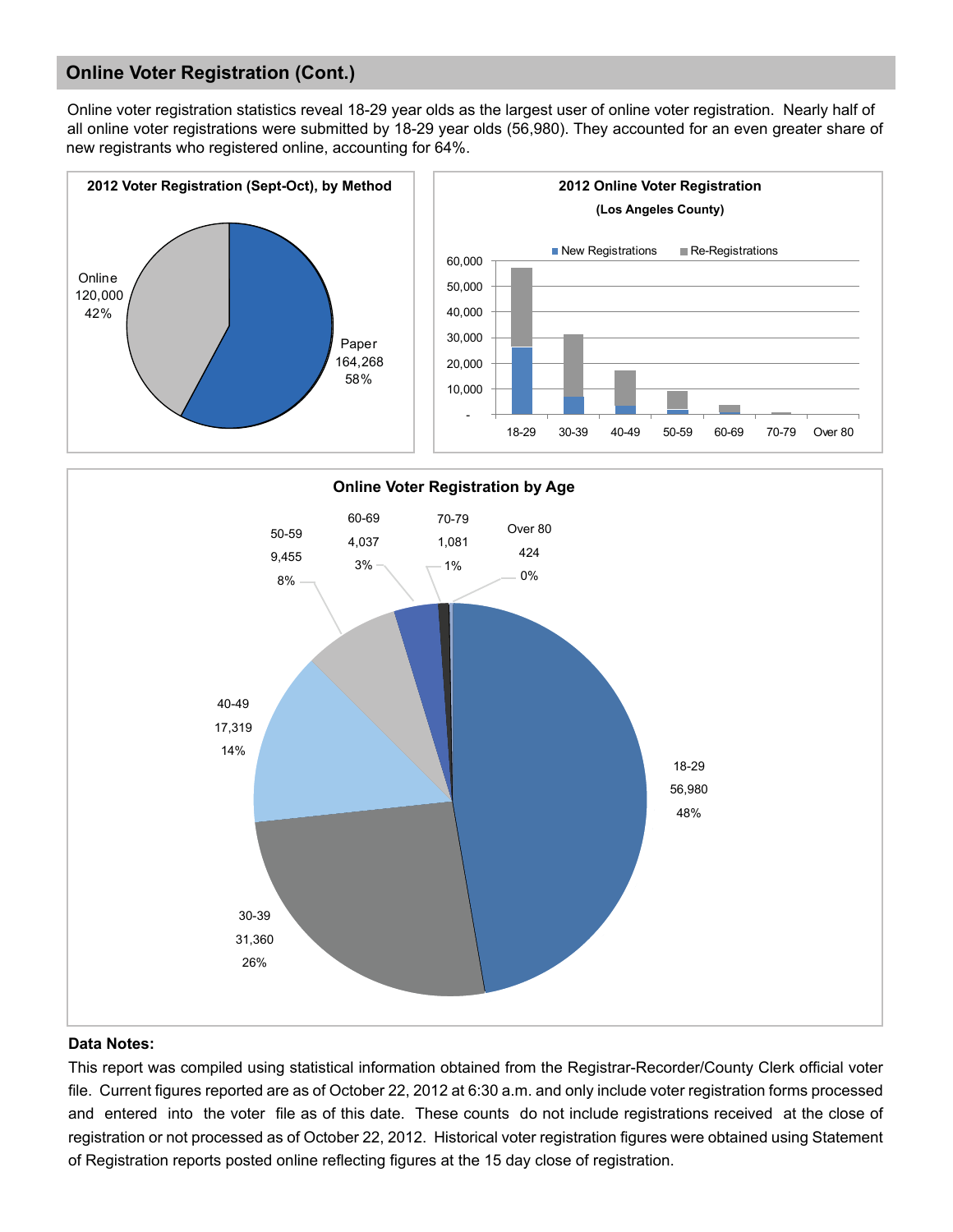## Online Voter Registration (Cont.)

Online voter registration statistics reveal 18-29 year olds as the largest user of online voter registration. Nearly half of all online voter registrations were submitted by 18-29 year olds (56,980). They accounted for an even greater share of new registrants who registered online, accounting for 64%.

**2012 Voter Registration (Sept-Oct), by Method**

Online
120,000
42%

Paper
164,268
58%

**2012 Online Voter Registration**
**(Los Angeles County)**

New Registrations
Re-Registrations

60,000
50,000
40,000
30,000
20,000
10,000
-

18-29
30-39
40-49
50-59
60-69
70-79
Over 80

**Online Voter Registration by Age**

18-29
56,980
48%

30-39
31,360
26%

40-49
17,319
14%

50-59
9,455
8%

60-69
4,037
3%

70-79
1,081
1%

Over 80
424
0%

**Data Notes:**

This report was compiled using statistical information obtained from the Registrar-Recorder/County Clerk official voter file. Current figures reported are as of October 22, 2012 at 6:30 a.m. and only include voter registration forms processed and entered into the voter file as of this date. These counts do not include registrations received at the close of registration or not processed as of October 22, 2012. Historical voter registration figures were obtained using Statement of Registration reports posted online reflecting figures at the 15 day close of registration.